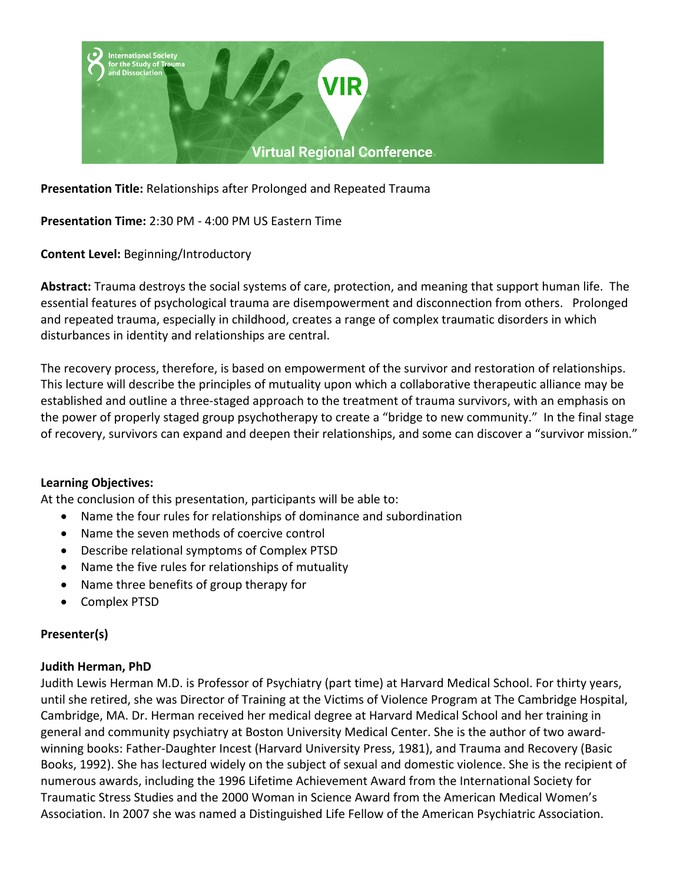International Society for the Study of Trauma and Dissociation

VIR

Virtual Regional Conference

**Presentation Title:** Relationships after Prolonged and Repeated Trauma

**Presentation Time:** 2:30 PM - 4:00 PM US Eastern Time

**Content Level:** Beginning/Introductory

**Abstract:** Trauma destroys the social systems of care, protection, and meaning that support human life. The essential features of psychological trauma are disempowerment and disconnection from others. Prolonged and repeated trauma, especially in childhood, creates a range of complex traumatic disorders in which disturbances in identity and relationships are central.

The recovery process, therefore, is based on empowerment of the survivor and restoration of relationships. This lecture will describe the principles of mutuality upon which a collaborative therapeutic alliance may be established and outline a three-staged approach to the treatment of trauma survivors, with an emphasis on the power of properly staged group psychotherapy to create a "bridge to new community." In the final stage of recovery, survivors can expand and deepen their relationships, and some can discover a "survivor mission."

**Learning Objectives:**

At the conclusion of this presentation, participants will be able to:

- Name the four rules for relationships of dominance and subordination
- Name the seven methods of coercive control
- Describe relational symptoms of Complex PTSD
- Name the five rules for relationships of mutuality
- Name three benefits of group therapy for
- Complex PTSD

**Presenter(s)**

**Judith Herman, PhD**

Judith Lewis Herman M.D. is Professor of Psychiatry (part time) at Harvard Medical School. For thirty years, until she retired, she was Director of Training at the Victims of Violence Program at The Cambridge Hospital, Cambridge, MA. Dr. Herman received her medical degree at Harvard Medical School and her training in general and community psychiatry at Boston University Medical Center. She is the author of two award-winning books: Father-Daughter Incest (Harvard University Press, 1981), and Trauma and Recovery (Basic Books, 1992). She has lectured widely on the subject of sexual and domestic violence. She is the recipient of numerous awards, including the 1996 Lifetime Achievement Award from the International Society for Traumatic Stress Studies and the 2000 Woman in Science Award from the American Medical Women's Association. In 2007 she was named a Distinguished Life Fellow of the American Psychiatric Association.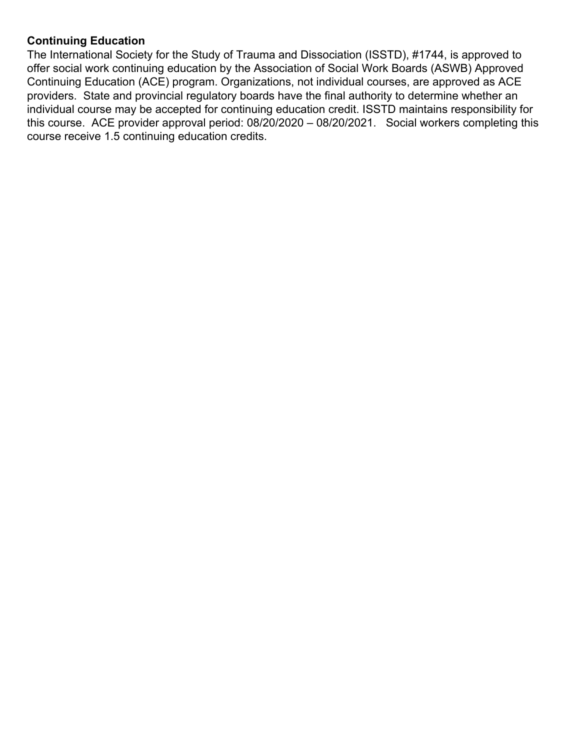**Continuing Education**

The International Society for the Study of Trauma and Dissociation (ISSTD), #1744, is approved to offer social work continuing education by the Association of Social Work Boards (ASWB) Approved Continuing Education (ACE) program. Organizations, not individual courses, are approved as ACE providers. State and provincial regulatory boards have the final authority to determine whether an individual course may be accepted for continuing education credit. ISSTD maintains responsibility for this course. ACE provider approval period: 08/20/2020 – 08/20/2021. Social workers completing this course receive 1.5 continuing education credits.